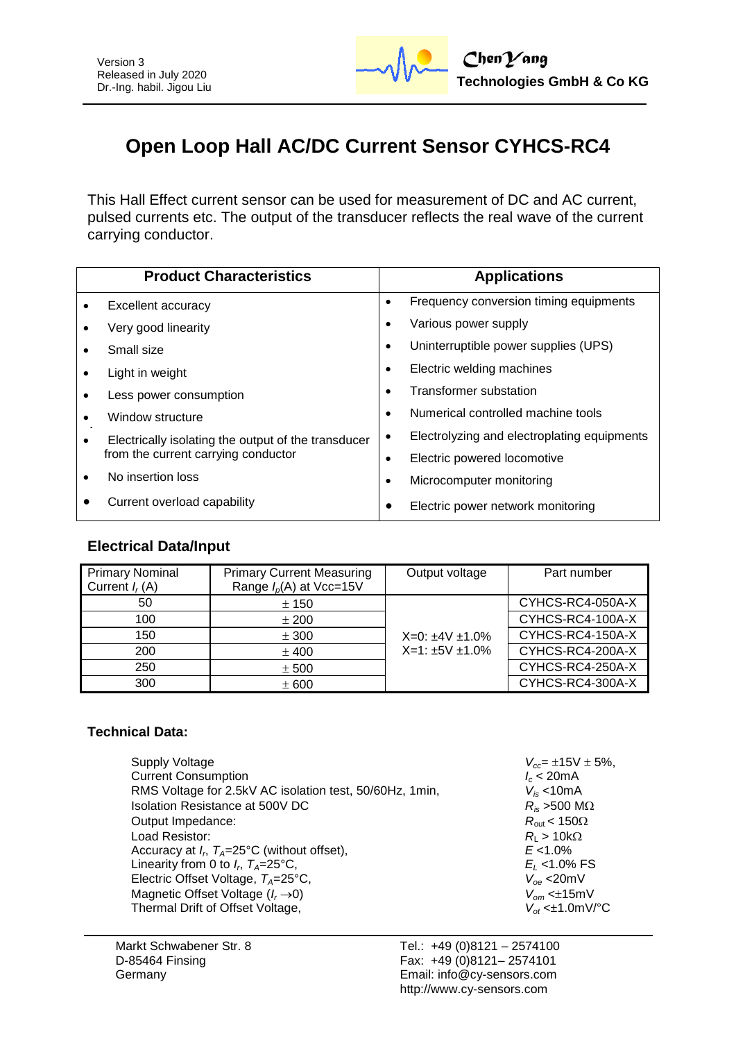Version 3
Released in July 2020
Dr.-Ing. habil. Jigou Liu

**ChenYang Technologies GmbH & Co KG**

# Open Loop Hall AC/DC Current Sensor CYHCS-RC4

This Hall Effect current sensor can be used for measurement of DC and AC current, pulsed currents etc. The output of the transducer reflects the real wave of the current carrying conductor.

| Product Characteristics | Applications |
|---|---|
| • Excellent accuracy | • Frequency conversion timing equipments |
| • Very good linearity | • Various power supply |
| • Small size | • Uninterruptible power supplies (UPS) |
| • Light in weight | • Electric welding machines |
| • Less power consumption | • Transformer substation |
| • Window structure | • Numerical controlled machine tools |
| • Electrically isolating the output of the transducer from the current carrying conductor | • Electrolyzing and electroplating equipments |
| | • Electric powered locomotive |
| • No insertion loss | • Microcomputer monitoring |
| • Current overload capability | • Electric power network monitoring |

## Electrical Data/Input

| Primary Nominal Current $I_r$ (A) | Primary Current Measuring Range $I_p$(A) at Vcc=15V | Output voltage | Part number |
|---|---|---|---|
| 50 | ± 150 | X=0: ±4V ±1.0%<br>X=1: ±5V ±1.0% | CYHCS-RC4-050A-X |
| 100 | ± 200 | | CYHCS-RC4-100A-X |
| 150 | ± 300 | | CYHCS-RC4-150A-X |
| 200 | ± 400 | | CYHCS-RC4-200A-X |
| 250 | ± 500 | | CYHCS-RC4-250A-X |
| 300 | ± 600 | | CYHCS-RC4-300A-X |

### Technical Data:

| | |
|---|---|
| Supply Voltage | $V_{cc}$= ±15V ± 5%, |
| Current Consumption | $I_c$ < 20mA |
| RMS Voltage for 2.5kV AC isolation test, 50/60Hz, 1min, | $V_{is}$ <10mA |
| Isolation Resistance at 500V DC | $R_{is}$ >500 MΩ |
| Output Impedance: | $R_{out}$ < 150Ω |
| Load Resistor: | $R_L$ > 10kΩ |
| Accuracy at $I_r$, $T_A$=25°C (without offset), | $E$ <1.0% |
| Linearity from 0 to $I_r$, $T_A$=25°C, | $E_L$ <1.0% FS |
| Electric Offset Voltage, $T_A$=25°C, | $V_{oe}$ <20mV |
| Magnetic Offset Voltage ($I_r \to 0$) | $V_{om}$ <±15mV |
| Thermal Drift of Offset Voltage, | $V_{ot}$ <±1.0mV/°C |

Markt Schwabener Str. 8
D-85464 Finsing
Germany

Tel.: +49 (0)8121 – 2574100
Fax: +49 (0)8121– 2574101
Email: info@cy-sensors.com
http://www.cy-sensors.com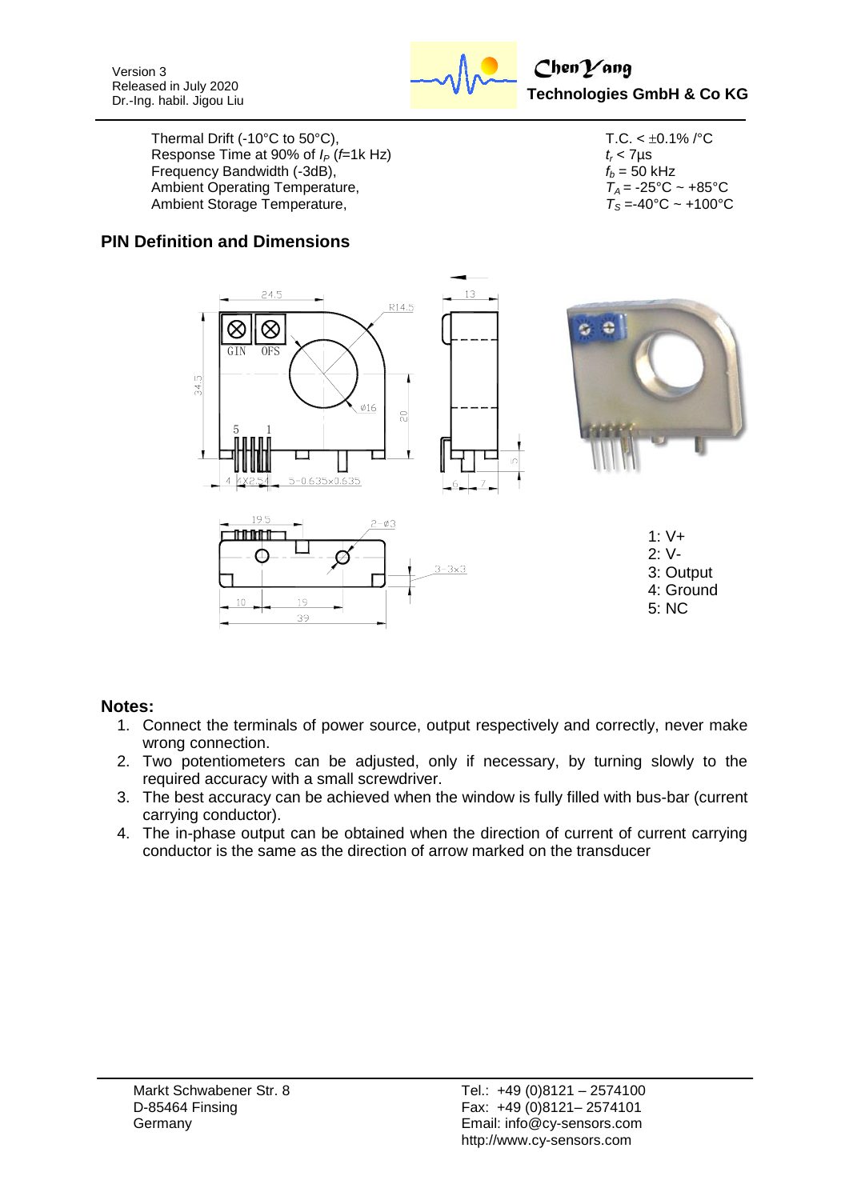| | |
|---|---|
| Thermal Drift (-10°C to 50°C), | T.C. < ±0.1% /°C |
| Response Time at 90% of $I_P$ ($f$=1k Hz) | $t_r$ < 7µs |
| Frequency Bandwidth (-3dB), | $f_b$ = 50 kHz |
| Ambient Operating Temperature, | $T_A$ = -25°C ~ +85°C |
| Ambient Storage Temperature, | $T_S$ =-40°C ~ +100°C |

## PIN Definition and Dimensions

24.5
R14.5
13
GIN OFS
34.5
Ø16
20
5 1
5
4 4X2.54 5-0.635x0.635
6 7

19.5
2-Ø3
3-3x3
10 19
39

1: V+
2: V-
3: Output
4: Ground
5: NC

## Notes:

1. Connect the terminals of power source, output respectively and correctly, never make wrong connection.
2. Two potentiometers can be adjusted, only if necessary, by turning slowly to the required accuracy with a small screwdriver.
3. The best accuracy can be achieved when the window is fully filled with bus-bar (current carrying conductor).
4. The in-phase output can be obtained when the direction of current of current carrying conductor is the same as the direction of arrow marked on the transducer